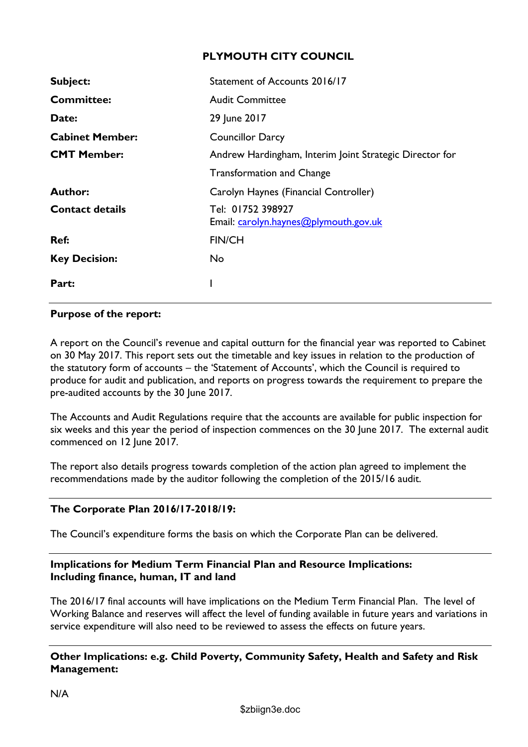# PLYMOUTH CITY COUNCIL

| | |
|---|---|
| **Subject:** | Statement of Accounts 2016/17 |
| **Committee:** | Audit Committee |
| **Date:** | 29 June 2017 |
| **Cabinet Member:** | Councillor Darcy |
| **CMT Member:** | Andrew Hardingham, Interim Joint Strategic Director for Transformation and Change |
| **Author:** | Carolyn Haynes (Financial Controller) |
| **Contact details** | Tel: 01752 398927<br>Email: carolyn.haynes@plymouth.gov.uk |
| **Ref:** | FIN/CH |
| **Key Decision:** | No |
| **Part:** | I |

---

**Purpose of the report:**

A report on the Council's revenue and capital outturn for the financial year was reported to Cabinet on 30 May 2017. This report sets out the timetable and key issues in relation to the production of the statutory form of accounts – the 'Statement of Accounts', which the Council is required to produce for audit and publication, and reports on progress towards the requirement to prepare the pre-audited accounts by the 30 June 2017.

The Accounts and Audit Regulations require that the accounts are available for public inspection for six weeks and this year the period of inspection commences on the 30 June 2017. The external audit commenced on 12 June 2017.

The report also details progress towards completion of the action plan agreed to implement the recommendations made by the auditor following the completion of the 2015/16 audit.

---

**The Corporate Plan 2016/17-2018/19:**

The Council's expenditure forms the basis on which the Corporate Plan can be delivered.

---

**Implications for Medium Term Financial Plan and Resource Implications: Including finance, human, IT and land**

The 2016/17 final accounts will have implications on the Medium Term Financial Plan. The level of Working Balance and reserves will affect the level of funding available in future years and variations in service expenditure will also need to be reviewed to assess the effects on future years.

---

**Other Implications: e.g. Child Poverty, Community Safety, Health and Safety and Risk Management:**

N/A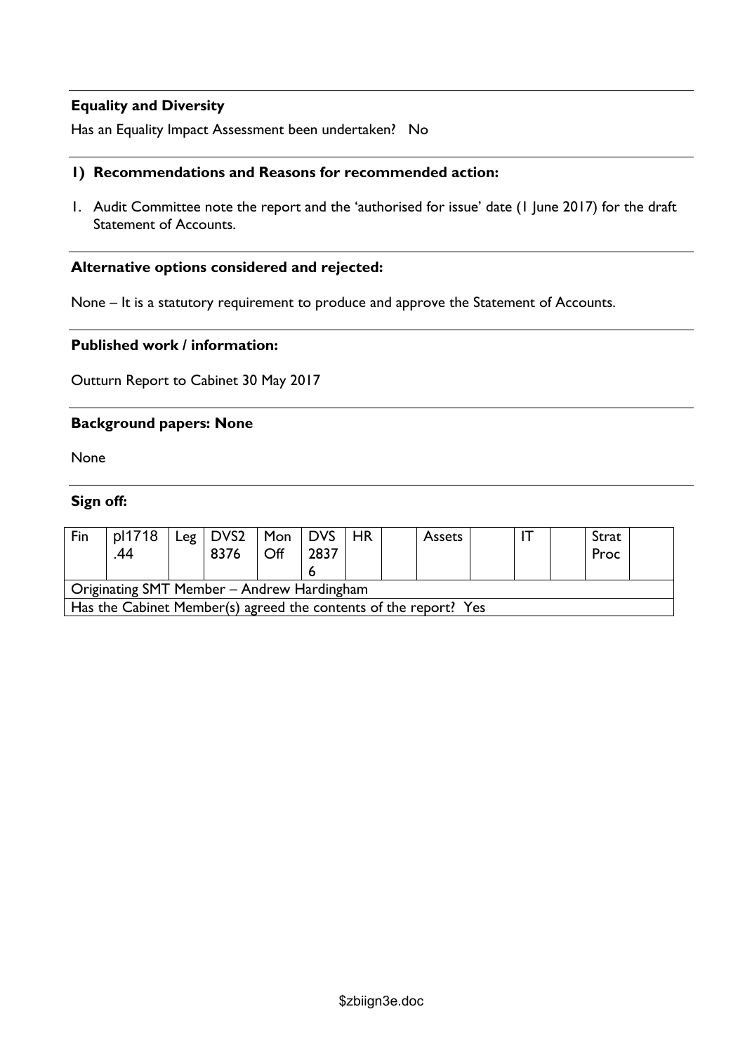**Equality and Diversity**

Has an Equality Impact Assessment been undertaken? No

**1) Recommendations and Reasons for recommended action:**

1. Audit Committee note the report and the 'authorised for issue' date (1 June 2017) for the draft Statement of Accounts.

**Alternative options considered and rejected:**

None – It is a statutory requirement to produce and approve the Statement of Accounts.

**Published work / information:**

Outturn Report to Cabinet 30 May 2017

**Background papers: None**

None

**Sign off:**

| | | | | | | | | | | | | | |
|---|---|---|---|---|---|---|---|---|---|---|---|---|---|
| Fin | pl1718.44 | Leg | DVS28376 | Mon Off | DVS28376 | HR | | Assets | | IT | | Strat Proc | |
| Originating SMT Member – Andrew Hardingham | | | | | | | | | | | | | |
| Has the Cabinet Member(s) agreed the contents of the report? Yes | | | | | | | | | | | | | |

$zbiign3e.doc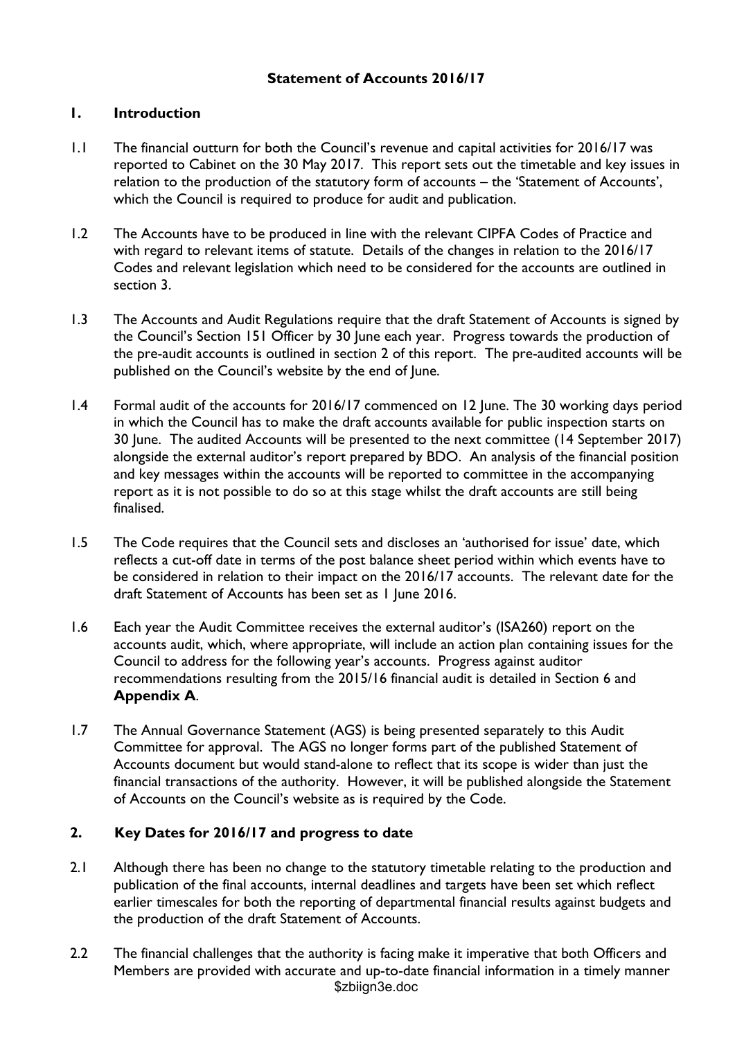**Statement of Accounts 2016/17**

## 1. Introduction

1.1 The financial outturn for both the Council's revenue and capital activities for 2016/17 was reported to Cabinet on the 30 May 2017. This report sets out the timetable and key issues in relation to the production of the statutory form of accounts – the 'Statement of Accounts', which the Council is required to produce for audit and publication.

1.2 The Accounts have to be produced in line with the relevant CIPFA Codes of Practice and with regard to relevant items of statute. Details of the changes in relation to the 2016/17 Codes and relevant legislation which need to be considered for the accounts are outlined in section 3.

1.3 The Accounts and Audit Regulations require that the draft Statement of Accounts is signed by the Council's Section 151 Officer by 30 June each year. Progress towards the production of the pre-audit accounts is outlined in section 2 of this report. The pre-audited accounts will be published on the Council's website by the end of June.

1.4 Formal audit of the accounts for 2016/17 commenced on 12 June. The 30 working days period in which the Council has to make the draft accounts available for public inspection starts on 30 June. The audited Accounts will be presented to the next committee (14 September 2017) alongside the external auditor's report prepared by BDO. An analysis of the financial position and key messages within the accounts will be reported to committee in the accompanying report as it is not possible to do so at this stage whilst the draft accounts are still being finalised.

1.5 The Code requires that the Council sets and discloses an 'authorised for issue' date, which reflects a cut-off date in terms of the post balance sheet period within which events have to be considered in relation to their impact on the 2016/17 accounts. The relevant date for the draft Statement of Accounts has been set as 1 June 2016.

1.6 Each year the Audit Committee receives the external auditor's (ISA260) report on the accounts audit, which, where appropriate, will include an action plan containing issues for the Council to address for the following year's accounts. Progress against auditor recommendations resulting from the 2015/16 financial audit is detailed in Section 6 and **Appendix A**.

1.7 The Annual Governance Statement (AGS) is being presented separately to this Audit Committee for approval. The AGS no longer forms part of the published Statement of Accounts document but would stand-alone to reflect that its scope is wider than just the financial transactions of the authority. However, it will be published alongside the Statement of Accounts on the Council's website as is required by the Code.

## 2. Key Dates for 2016/17 and progress to date

2.1 Although there has been no change to the statutory timetable relating to the production and publication of the final accounts, internal deadlines and targets have been set which reflect earlier timescales for both the reporting of departmental financial results against budgets and the production of the draft Statement of Accounts.

2.2 The financial challenges that the authority is facing make it imperative that both Officers and Members are provided with accurate and up-to-date financial information in a timely manner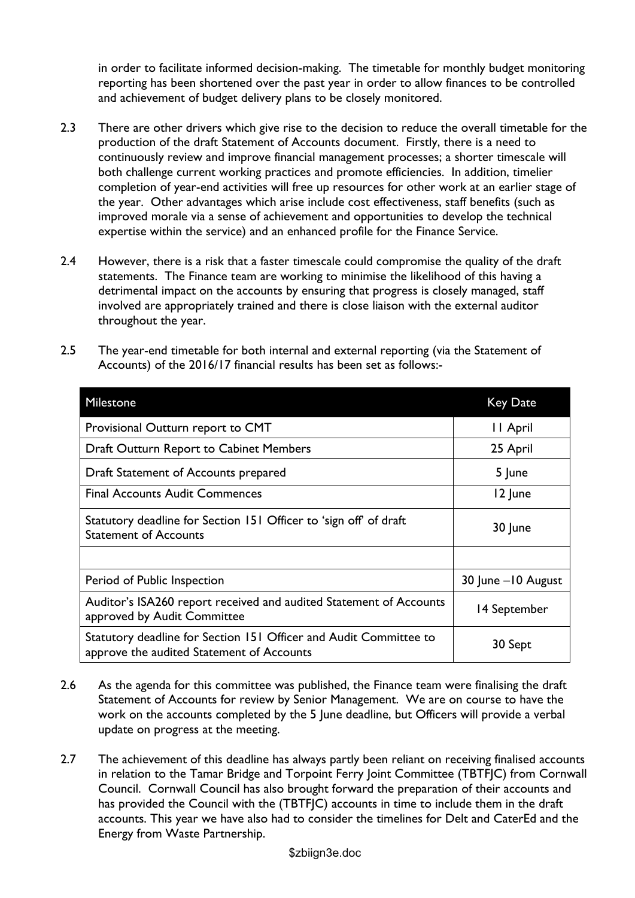in order to facilitate informed decision-making. The timetable for monthly budget monitoring reporting has been shortened over the past year in order to allow finances to be controlled and achievement of budget delivery plans to be closely monitored.

2.3 There are other drivers which give rise to the decision to reduce the overall timetable for the production of the draft Statement of Accounts document. Firstly, there is a need to continuously review and improve financial management processes; a shorter timescale will both challenge current working practices and promote efficiencies. In addition, timelier completion of year-end activities will free up resources for other work at an earlier stage of the year. Other advantages which arise include cost effectiveness, staff benefits (such as improved morale via a sense of achievement and opportunities to develop the technical expertise within the service) and an enhanced profile for the Finance Service.

2.4 However, there is a risk that a faster timescale could compromise the quality of the draft statements. The Finance team are working to minimise the likelihood of this having a detrimental impact on the accounts by ensuring that progress is closely managed, staff involved are appropriately trained and there is close liaison with the external auditor throughout the year.

2.5 The year-end timetable for both internal and external reporting (via the Statement of Accounts) of the 2016/17 financial results has been set as follows:-

| Milestone | Key Date |
|---|---|
| Provisional Outturn report to CMT | 11 April |
| Draft Outturn Report to Cabinet Members | 25 April |
| Draft Statement of Accounts prepared | 5 June |
| Final Accounts Audit Commences | 12 June |
| Statutory deadline for Section 151 Officer to 'sign off' of draft Statement of Accounts | 30 June |
| | |
| Period of Public Inspection | 30 June –10 August |
| Auditor's ISA260 report received and audited Statement of Accounts approved by Audit Committee | 14 September |
| Statutory deadline for Section 151 Officer and Audit Committee to approve the audited Statement of Accounts | 30 Sept |

2.6 As the agenda for this committee was published, the Finance team were finalising the draft Statement of Accounts for review by Senior Management. We are on course to have the work on the accounts completed by the 5 June deadline, but Officers will provide a verbal update on progress at the meeting.

2.7 The achievement of this deadline has always partly been reliant on receiving finalised accounts in relation to the Tamar Bridge and Torpoint Ferry Joint Committee (TBTFJC) from Cornwall Council. Cornwall Council has also brought forward the preparation of their accounts and has provided the Council with the (TBTFJC) accounts in time to include them in the draft accounts. This year we have also had to consider the timelines for Delt and CaterEd and the Energy from Waste Partnership.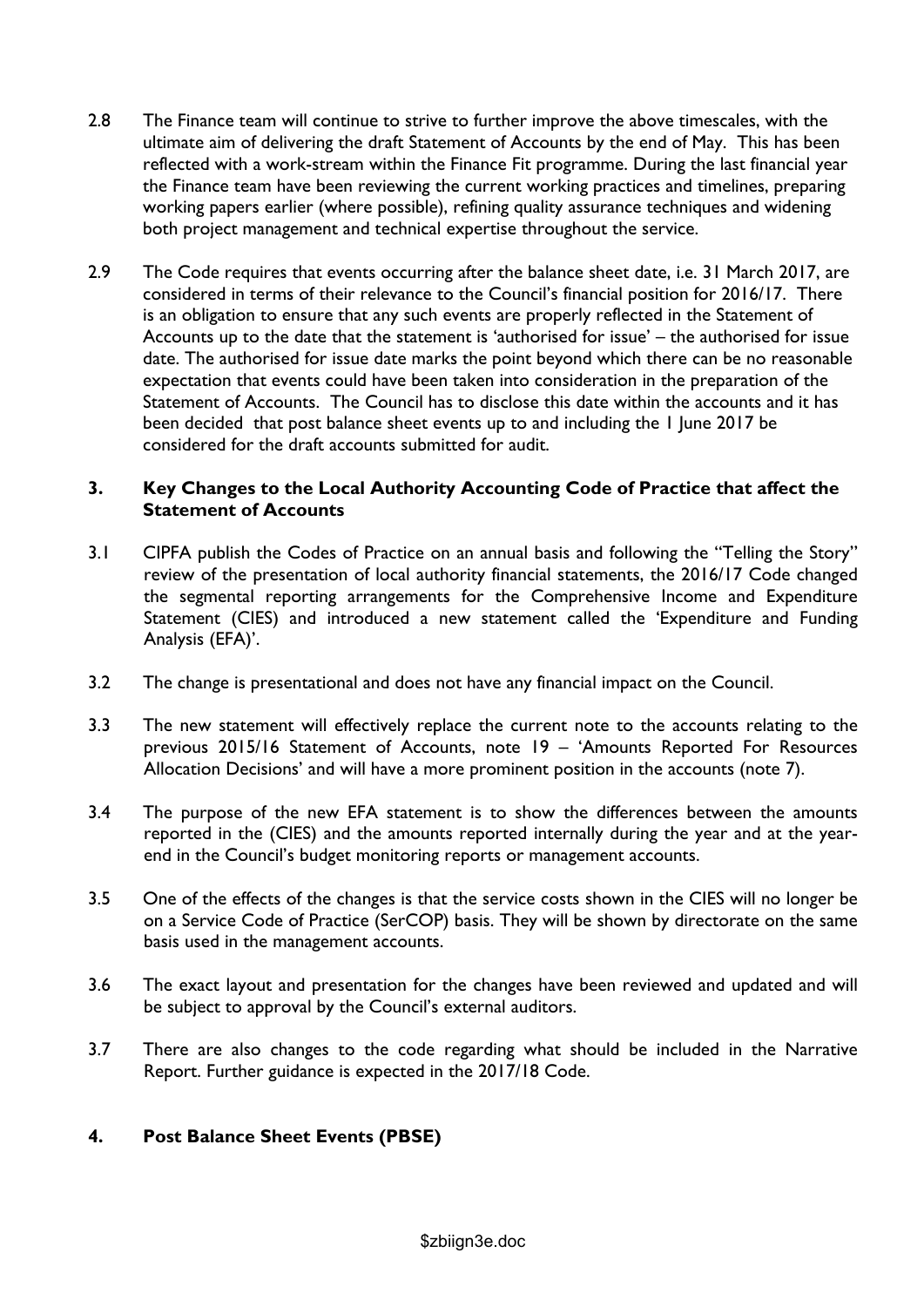2.8 The Finance team will continue to strive to further improve the above timescales, with the ultimate aim of delivering the draft Statement of Accounts by the end of May. This has been reflected with a work-stream within the Finance Fit programme. During the last financial year the Finance team have been reviewing the current working practices and timelines, preparing working papers earlier (where possible), refining quality assurance techniques and widening both project management and technical expertise throughout the service.

2.9 The Code requires that events occurring after the balance sheet date, i.e. 31 March 2017, are considered in terms of their relevance to the Council's financial position for 2016/17. There is an obligation to ensure that any such events are properly reflected in the Statement of Accounts up to the date that the statement is 'authorised for issue' – the authorised for issue date. The authorised for issue date marks the point beyond which there can be no reasonable expectation that events could have been taken into consideration in the preparation of the Statement of Accounts. The Council has to disclose this date within the accounts and it has been decided that post balance sheet events up to and including the 1 June 2017 be considered for the draft accounts submitted for audit.

## 3. Key Changes to the Local Authority Accounting Code of Practice that affect the Statement of Accounts

3.1 CIPFA publish the Codes of Practice on an annual basis and following the "Telling the Story" review of the presentation of local authority financial statements, the 2016/17 Code changed the segmental reporting arrangements for the Comprehensive Income and Expenditure Statement (CIES) and introduced a new statement called the 'Expenditure and Funding Analysis (EFA)'.

3.2 The change is presentational and does not have any financial impact on the Council.

3.3 The new statement will effectively replace the current note to the accounts relating to the previous 2015/16 Statement of Accounts, note 19 – 'Amounts Reported For Resources Allocation Decisions' and will have a more prominent position in the accounts (note 7).

3.4 The purpose of the new EFA statement is to show the differences between the amounts reported in the (CIES) and the amounts reported internally during the year and at the year-end in the Council's budget monitoring reports or management accounts.

3.5 One of the effects of the changes is that the service costs shown in the CIES will no longer be on a Service Code of Practice (SerCOP) basis. They will be shown by directorate on the same basis used in the management accounts.

3.6 The exact layout and presentation for the changes have been reviewed and updated and will be subject to approval by the Council's external auditors.

3.7 There are also changes to the code regarding what should be included in the Narrative Report. Further guidance is expected in the 2017/18 Code.

## 4. Post Balance Sheet Events (PBSE)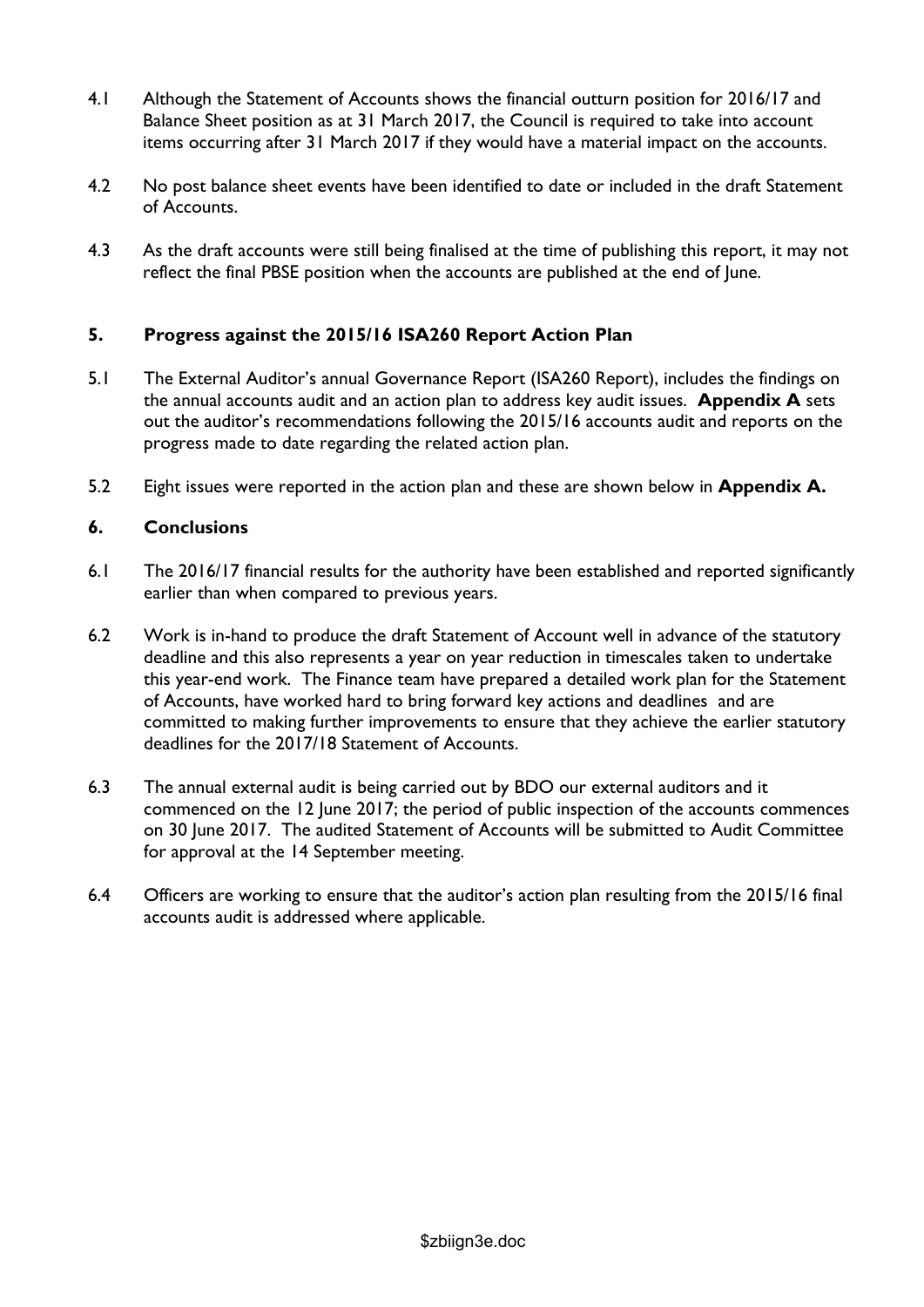4.1 Although the Statement of Accounts shows the financial outturn position for 2016/17 and Balance Sheet position as at 31 March 2017, the Council is required to take into account items occurring after 31 March 2017 if they would have a material impact on the accounts.

4.2 No post balance sheet events have been identified to date or included in the draft Statement of Accounts.

4.3 As the draft accounts were still being finalised at the time of publishing this report, it may not reflect the final PBSE position when the accounts are published at the end of June.

## 5. Progress against the 2015/16 ISA260 Report Action Plan

5.1 The External Auditor's annual Governance Report (ISA260 Report), includes the findings on the annual accounts audit and an action plan to address key audit issues. **Appendix A** sets out the auditor's recommendations following the 2015/16 accounts audit and reports on the progress made to date regarding the related action plan.

5.2 Eight issues were reported in the action plan and these are shown below in **Appendix A.**

## 6. Conclusions

6.1 The 2016/17 financial results for the authority have been established and reported significantly earlier than when compared to previous years.

6.2 Work is in-hand to produce the draft Statement of Account well in advance of the statutory deadline and this also represents a year on year reduction in timescales taken to undertake this year-end work. The Finance team have prepared a detailed work plan for the Statement of Accounts, have worked hard to bring forward key actions and deadlines and are committed to making further improvements to ensure that they achieve the earlier statutory deadlines for the 2017/18 Statement of Accounts.

6.3 The annual external audit is being carried out by BDO our external auditors and it commenced on the 12 June 2017; the period of public inspection of the accounts commences on 30 June 2017. The audited Statement of Accounts will be submitted to Audit Committee for approval at the 14 September meeting.

6.4 Officers are working to ensure that the auditor's action plan resulting from the 2015/16 final accounts audit is addressed where applicable.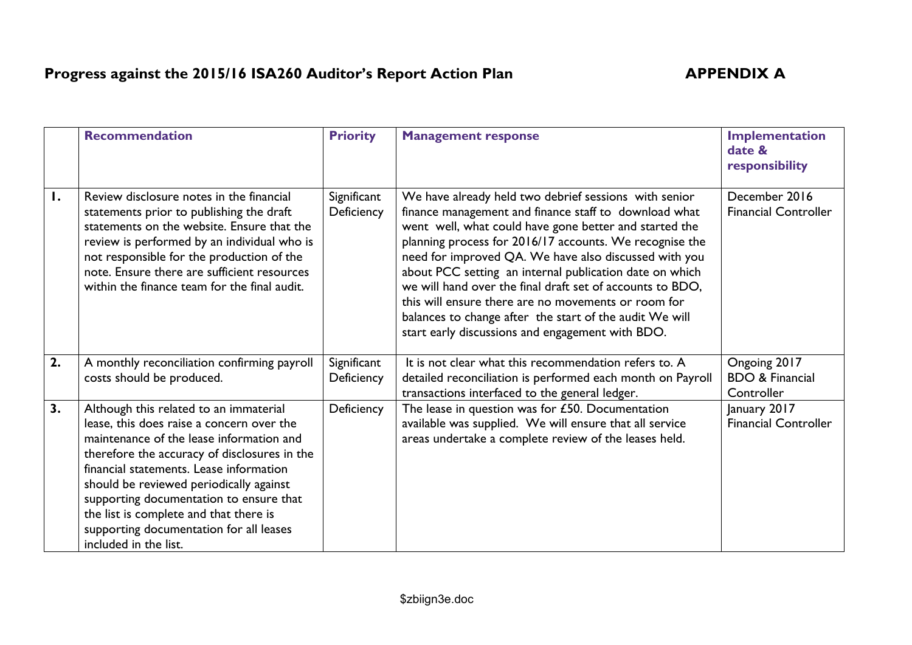# Progress against the 2015/16 ISA260 Auditor's Report Action Plan

**APPENDIX A**

| | Recommendation | Priority | Management response | Implementation date & responsibility |
|---|---|---|---|---|
| **1.** | Review disclosure notes in the financial statements prior to publishing the draft statements on the website. Ensure that the review is performed by an individual who is not responsible for the production of the note. Ensure there are sufficient resources within the finance team for the final audit. | Significant Deficiency | We have already held two debrief sessions with senior finance management and finance staff to download what went well, what could have gone better and started the planning process for 2016/17 accounts. We recognise the need for improved QA. We have also discussed with you about PCC setting an internal publication date on which we will hand over the final draft set of accounts to BDO, this will ensure there are no movements or room for balances to change after the start of the audit We will start early discussions and engagement with BDO. | December 2016 Financial Controller |
| **2.** | A monthly reconciliation confirming payroll costs should be produced. | Significant Deficiency | It is not clear what this recommendation refers to. A detailed reconciliation is performed each month on Payroll transactions interfaced to the general ledger. | Ongoing 2017 BDO & Financial Controller |
| **3.** | Although this related to an immaterial lease, this does raise a concern over the maintenance of the lease information and therefore the accuracy of disclosures in the financial statements. Lease information should be reviewed periodically against supporting documentation to ensure that the list is complete and that there is supporting documentation for all leases included in the list. | Deficiency | The lease in question was for £50. Documentation available was supplied. We will ensure that all service areas undertake a complete review of the leases held. | January 2017 Financial Controller |

$zbiign3e.doc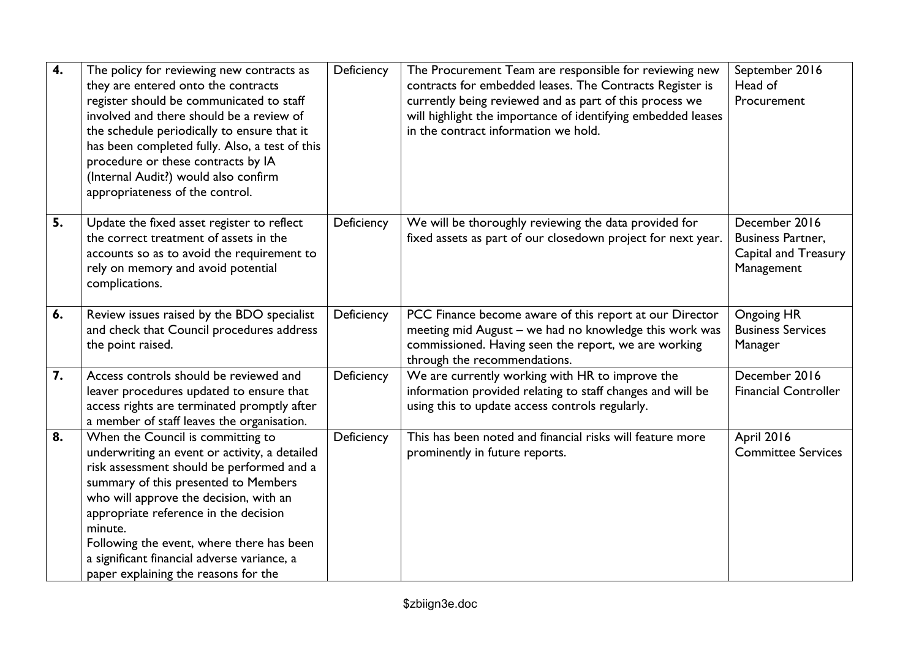| | | | | |
|---|---|---|---|---|
| **4.** | The policy for reviewing new contracts as they are entered onto the contracts register should be communicated to staff involved and there should be a review of the schedule periodically to ensure that it has been completed fully. Also, a test of this procedure or these contracts by IA (Internal Audit?) would also confirm appropriateness of the control. | Deficiency | The Procurement Team are responsible for reviewing new contracts for embedded leases. The Contracts Register is currently being reviewed and as part of this process we will highlight the importance of identifying embedded leases in the contract information we hold. | September 2016 Head of Procurement |
| **5.** | Update the fixed asset register to reflect the correct treatment of assets in the accounts so as to avoid the requirement to rely on memory and avoid potential complications. | Deficiency | We will be thoroughly reviewing the data provided for fixed assets as part of our closedown project for next year. | December 2016 Business Partner, Capital and Treasury Management |
| **6.** | Review issues raised by the BDO specialist and check that Council procedures address the point raised. | Deficiency | PCC Finance become aware of this report at our Director meeting mid August – we had no knowledge this work was commissioned. Having seen the report, we are working through the recommendations. | Ongoing HR Business Services Manager |
| **7.** | Access controls should be reviewed and leaver procedures updated to ensure that access rights are terminated promptly after a member of staff leaves the organisation. | Deficiency | We are currently working with HR to improve the information provided relating to staff changes and will be using this to update access controls regularly. | December 2016 Financial Controller |
| **8.** | When the Council is committing to underwriting an event or activity, a detailed risk assessment should be performed and a summary of this presented to Members who will approve the decision, with an appropriate reference in the decision minute.<br>Following the event, where there has been a significant financial adverse variance, a paper explaining the reasons for the | Deficiency | This has been noted and financial risks will feature more prominently in future reports. | April 2016 Committee Services |

$zbiign3e.doc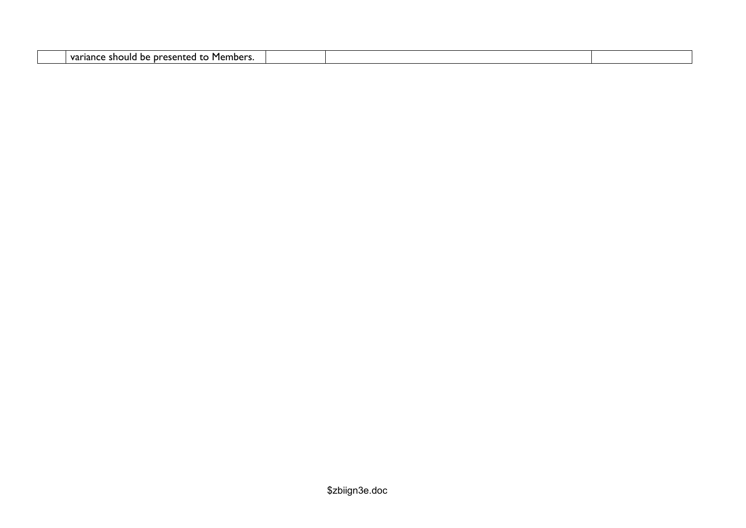| | | | | |
|---|---|---|---|---|
| | variance should be presented to Members. | | | |